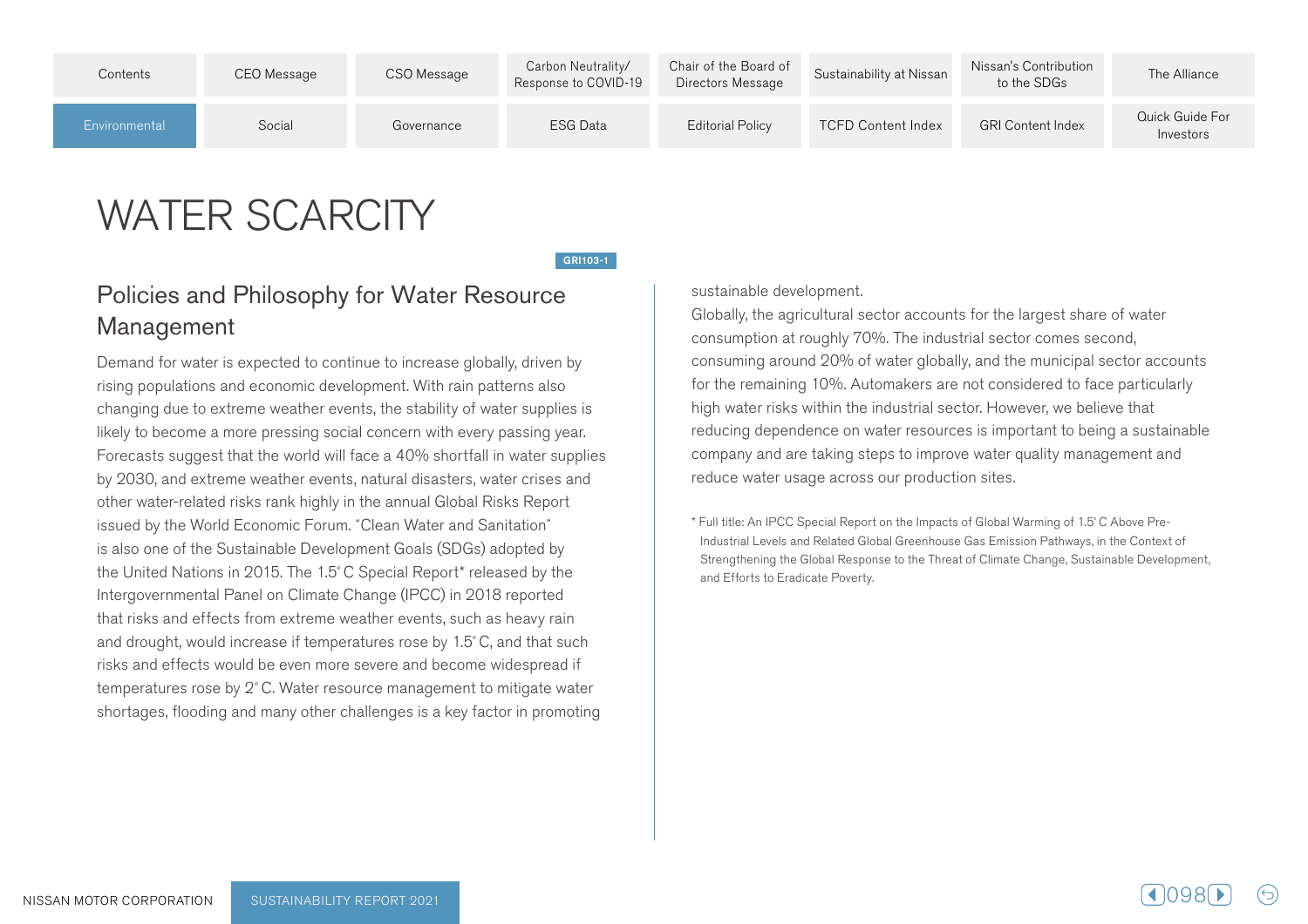# WATER SCARCITY

GRI103-1

## Policies and Philosophy for Water Resource Management

Demand for water is expected to continue to increase globally, driven by rising populations and economic development. With rain patterns also changing due to extreme weather events, the stability of water supplies is likely to become a more pressing social concern with every passing year. Forecasts suggest that the world will face a 40% shortfall in water supplies by 2030, and extreme weather events, natural disasters, water crises and other water-related risks rank highly in the annual Global Risks Report issued by the World Economic Forum. "Clean Water and Sanitation" is also one of the Sustainable Development Goals (SDGs) adopted by the United Nations in 2015. The 1.5°C Special Report* released by the Intergovernmental Panel on Climate Change (IPCC) in 2018 reported that risks and effects from extreme weather events, such as heavy rain and drought, would increase if temperatures rose by 1.5°C, and that such risks and effects would be even more severe and become widespread if temperatures rose by 2°C. Water resource management to mitigate water shortages, flooding and many other challenges is a key factor in promoting sustainable development.

Globally, the agricultural sector accounts for the largest share of water consumption at roughly 70%. The industrial sector comes second, consuming around 20% of water globally, and the municipal sector accounts for the remaining 10%. Automakers are not considered to face particularly high water risks within the industrial sector. However, we believe that reducing dependence on water resources is important to being a sustainable company and are taking steps to improve water quality management and reduce water usage across our production sites.

* Full title: An IPCC Special Report on the Impacts of Global Warming of 1.5°C Above Pre-Industrial Levels and Related Global Greenhouse Gas Emission Pathways, in the Context of Strengthening the Global Response to the Threat of Climate Change, Sustainable Development, and Efforts to Eradicate Poverty.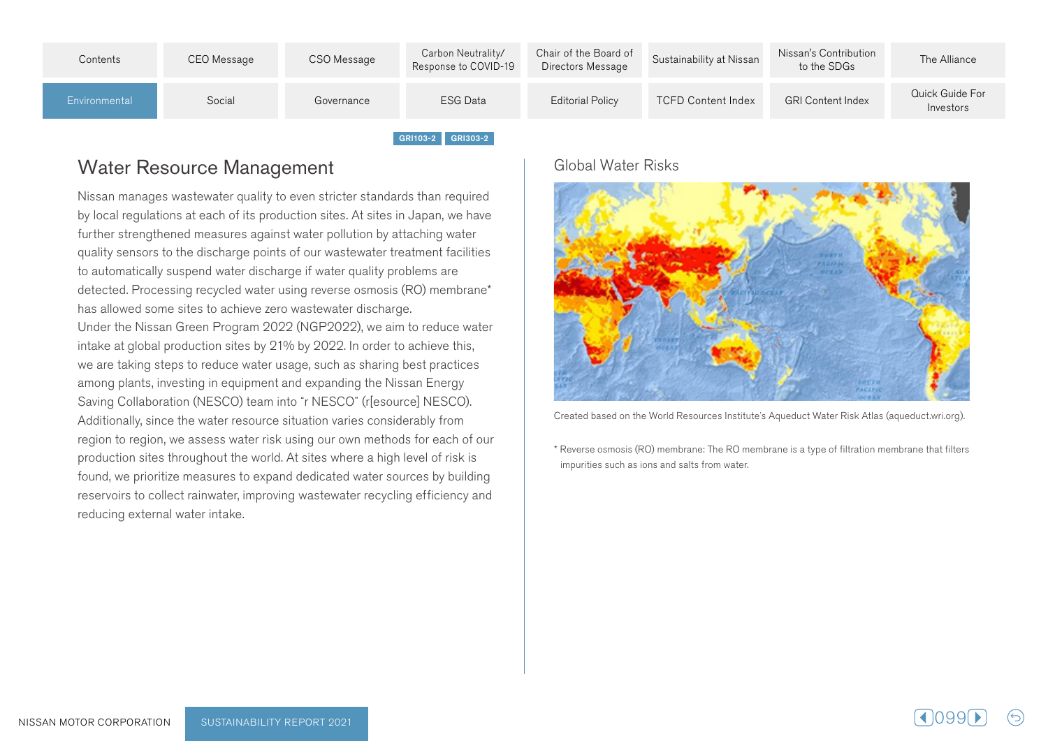GRI103-2 GRI303-2

## Water Resource Management

Nissan manages wastewater quality to even stricter standards than required by local regulations at each of its production sites. At sites in Japan, we have further strengthened measures against water pollution by attaching water quality sensors to the discharge points of our wastewater treatment facilities to automatically suspend water discharge if water quality problems are detected. Processing recycled water using reverse osmosis (RO) membrane* has allowed some sites to achieve zero wastewater discharge.

Under the Nissan Green Program 2022 (NGP2022), we aim to reduce water intake at global production sites by 21% by 2022. In order to achieve this, we are taking steps to reduce water usage, such as sharing best practices among plants, investing in equipment and expanding the Nissan Energy Saving Collaboration (NESCO) team into "r NESCO" (r[esource] NESCO). Additionally, since the water resource situation varies considerably from region to region, we assess water risk using our own methods for each of our production sites throughout the world. At sites where a high level of risk is found, we prioritize measures to expand dedicated water sources by building reservoirs to collect rainwater, improving wastewater recycling efficiency and reducing external water intake.

### Global Water Risks

Created based on the World Resources Institute's Aqueduct Water Risk Atlas (aqueduct.wri.org).

* Reverse osmosis (RO) membrane: The RO membrane is a type of filtration membrane that filters impurities such as ions and salts from water.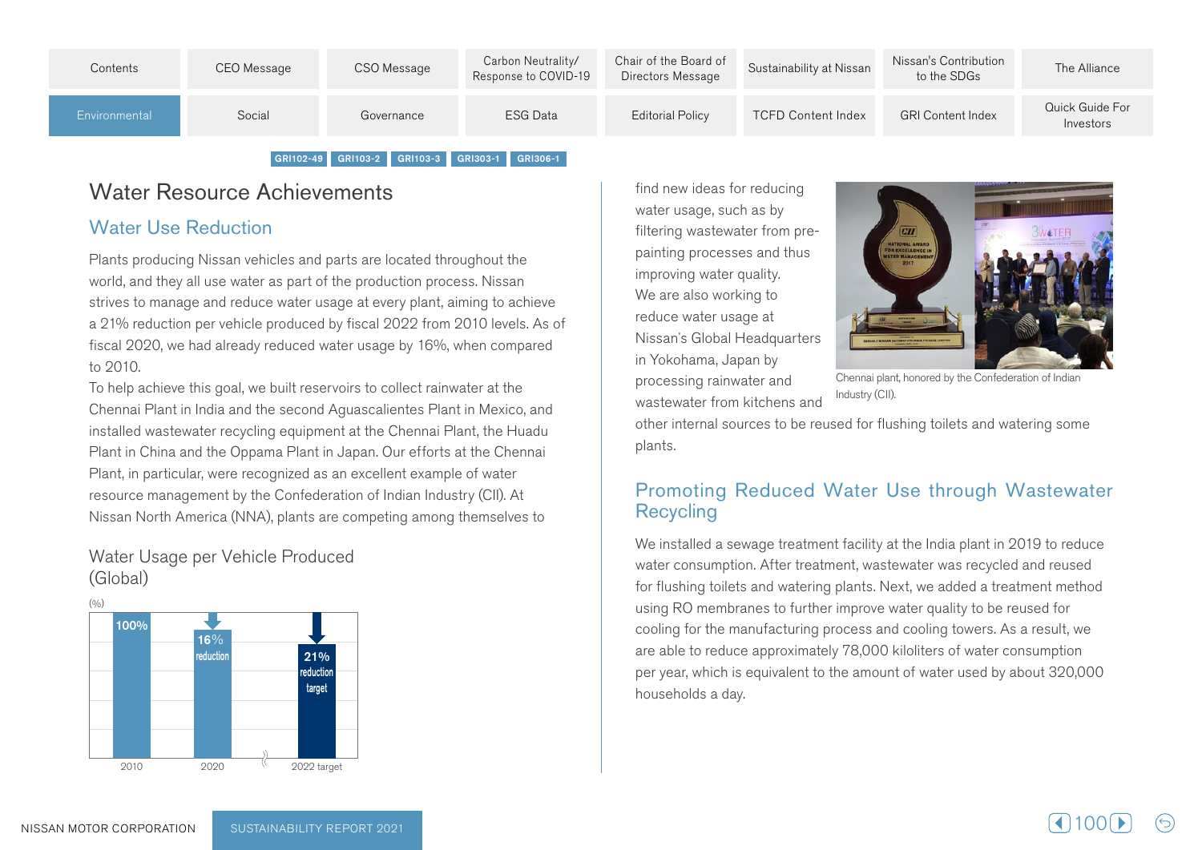GRI102-49 GRI103-2 GRI103-3 GRI303-1 GRI306-1

# Water Resource Achievements

## Water Use Reduction

Plants producing Nissan vehicles and parts are located throughout the world, and they all use water as part of the production process. Nissan strives to manage and reduce water usage at every plant, aiming to achieve a 21% reduction per vehicle produced by fiscal 2022 from 2010 levels. As of fiscal 2020, we had already reduced water usage by 16%, when compared to 2010.

To help achieve this goal, we built reservoirs to collect rainwater at the Chennai Plant in India and the second Aguascalientes Plant in Mexico, and installed wastewater recycling equipment at the Chennai Plant, the Huadu Plant in China and the Oppama Plant in Japan. Our efforts at the Chennai Plant, in particular, were recognized as an excellent example of water resource management by the Confederation of Indian Industry (CII). At Nissan North America (NNA), plants are competing among themselves to find new ideas for reducing water usage, such as by pre-filtering wastewater from pre-painting processes and thus improving water quality.

We are also working to reduce water usage at Nissan's Global Headquarters in Yokohama, Japan by processing rainwater and wastewater from kitchens and other internal sources to be reused for flushing toilets and watering some plants.

Chennai plant, honored by the Confederation of Indian Industry (CII).

### Water Usage per Vehicle Produced (Global)

(%)

100%

16% reduction

21% reduction target

2010

2020

2022 target

## Promoting Reduced Water Use through Wastewater Recycling

We installed a sewage treatment facility at the India plant in 2019 to reduce water consumption. After treatment, wastewater was recycled and reused for flushing toilets and watering plants. Next, we added a treatment method using RO membranes to further improve water quality to be reused for cooling for the manufacturing process and cooling towers. As a result, we are able to reduce approximately 78,000 kiloliters of water consumption per year, which is equivalent to the amount of water used by about 320,000 households a day.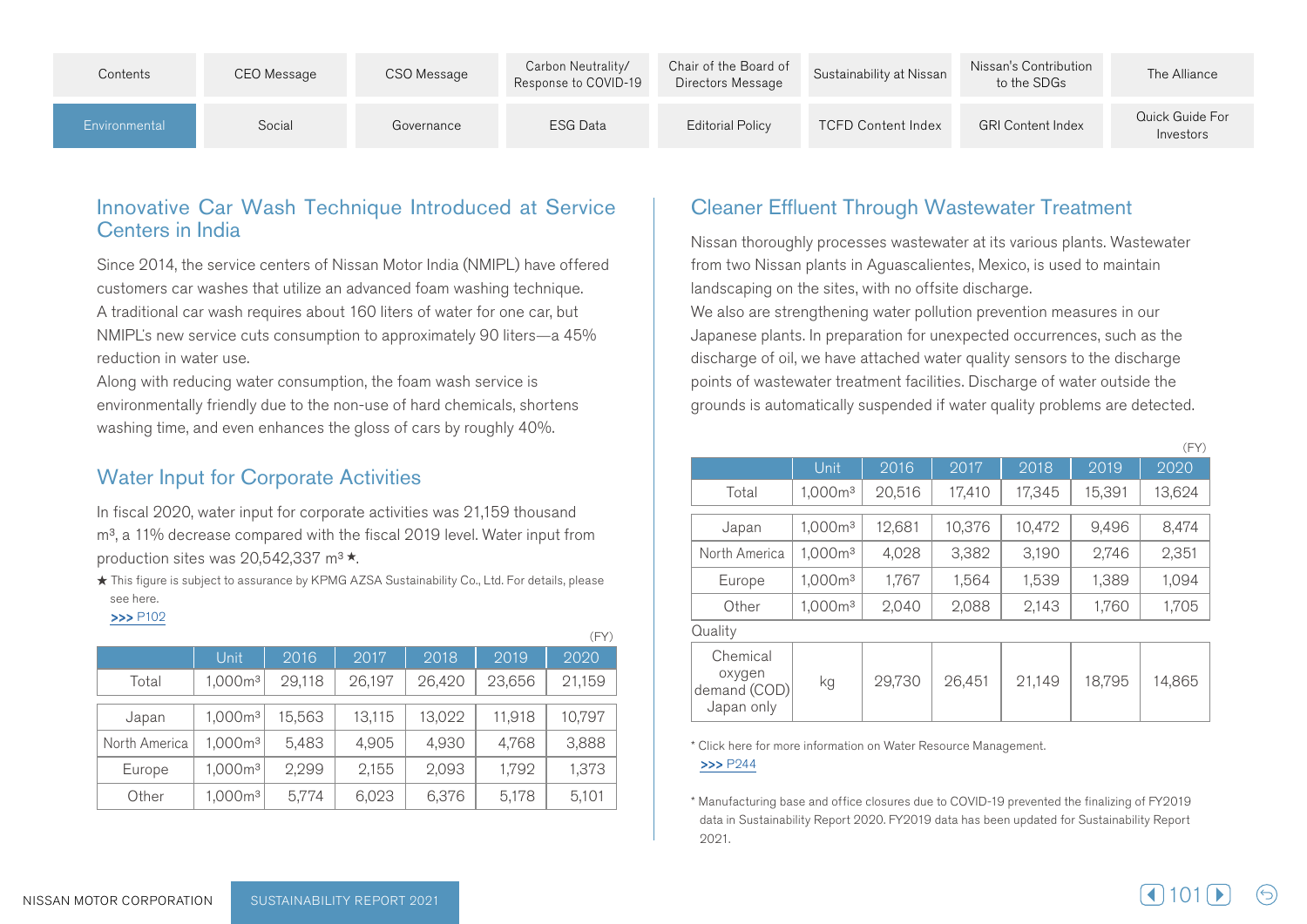## Innovative Car Wash Technique Introduced at Service Centers in India

Since 2014, the service centers of Nissan Motor India (NMIPL) have offered customers car washes that utilize an advanced foam washing technique.
A traditional car wash requires about 160 liters of water for one car, but NMIPL's new service cuts consumption to approximately 90 liters—a 45% reduction in water use.
Along with reducing water consumption, the foam wash service is environmentally friendly due to the non-use of hard chemicals, shortens washing time, and even enhances the gloss of cars by roughly 40%.

## Water Input for Corporate Activities

In fiscal 2020, water input for corporate activities was 21,159 thousand $m^3$, a 11% decrease compared with the fiscal 2019 level. Water input from production sites was 20,542,337 $m^3$★.

★ This figure is subject to assurance by KPMG AZSA Sustainability Co., Ltd. For details, please see here.
>>> P102

(FY)

| | Unit | 2016 | 2017 | 2018 | 2019 | 2020 |
|---|---|---|---|---|---|---|
| Total | 1,000$m^3$ | 29,118 | 26,197 | 26,420 | 23,656 | 21,159 |
| Japan | 1,000$m^3$ | 15,563 | 13,115 | 13,022 | 11,918 | 10,797 |
| North America | 1,000$m^3$ | 5,483 | 4,905 | 4,930 | 4,768 | 3,888 |
| Europe | 1,000$m^3$ | 2,299 | 2,155 | 2,093 | 1,792 | 1,373 |
| Other | 1,000$m^3$ | 5,774 | 6,023 | 6,376 | 5,178 | 5,101 |

## Cleaner Effluent Through Wastewater Treatment

Nissan thoroughly processes wastewater at its various plants. Wastewater from two Nissan plants in Aguascalientes, Mexico, is used to maintain landscaping on the sites, with no offsite discharge.
We also are strengthening water pollution prevention measures in our Japanese plants. In preparation for unexpected occurrences, such as the discharge of oil, we have attached water quality sensors to the discharge points of wastewater treatment facilities. Discharge of water outside the grounds is automatically suspended if water quality problems are detected.

(FY)

| | Unit | 2016 | 2017 | 2018 | 2019 | 2020 |
|---|---|---|---|---|---|---|
| Total | 1,000$m^3$ | 20,516 | 17,410 | 17,345 | 15,391 | 13,624 |
| Japan | 1,000$m^3$ | 12,681 | 10,376 | 10,472 | 9,496 | 8,474 |
| North America | 1,000$m^3$ | 4,028 | 3,382 | 3,190 | 2,746 | 2,351 |
| Europe | 1,000$m^3$ | 1,767 | 1,564 | 1,539 | 1,389 | 1,094 |
| Other | 1,000$m^3$ | 2,040 | 2,088 | 2,143 | 1,760 | 1,705 |
| Quality | | | | | | |
| Chemical oxygen demand (COD) Japan only | kg | 29,730 | 26,451 | 21,149 | 18,795 | 14,865 |

* Click here for more information on Water Resource Management.
>>> P244

* Manufacturing base and office closures due to COVID-19 prevented the finalizing of FY2019 data in Sustainability Report 2020. FY2019 data has been updated for Sustainability Report 2021.